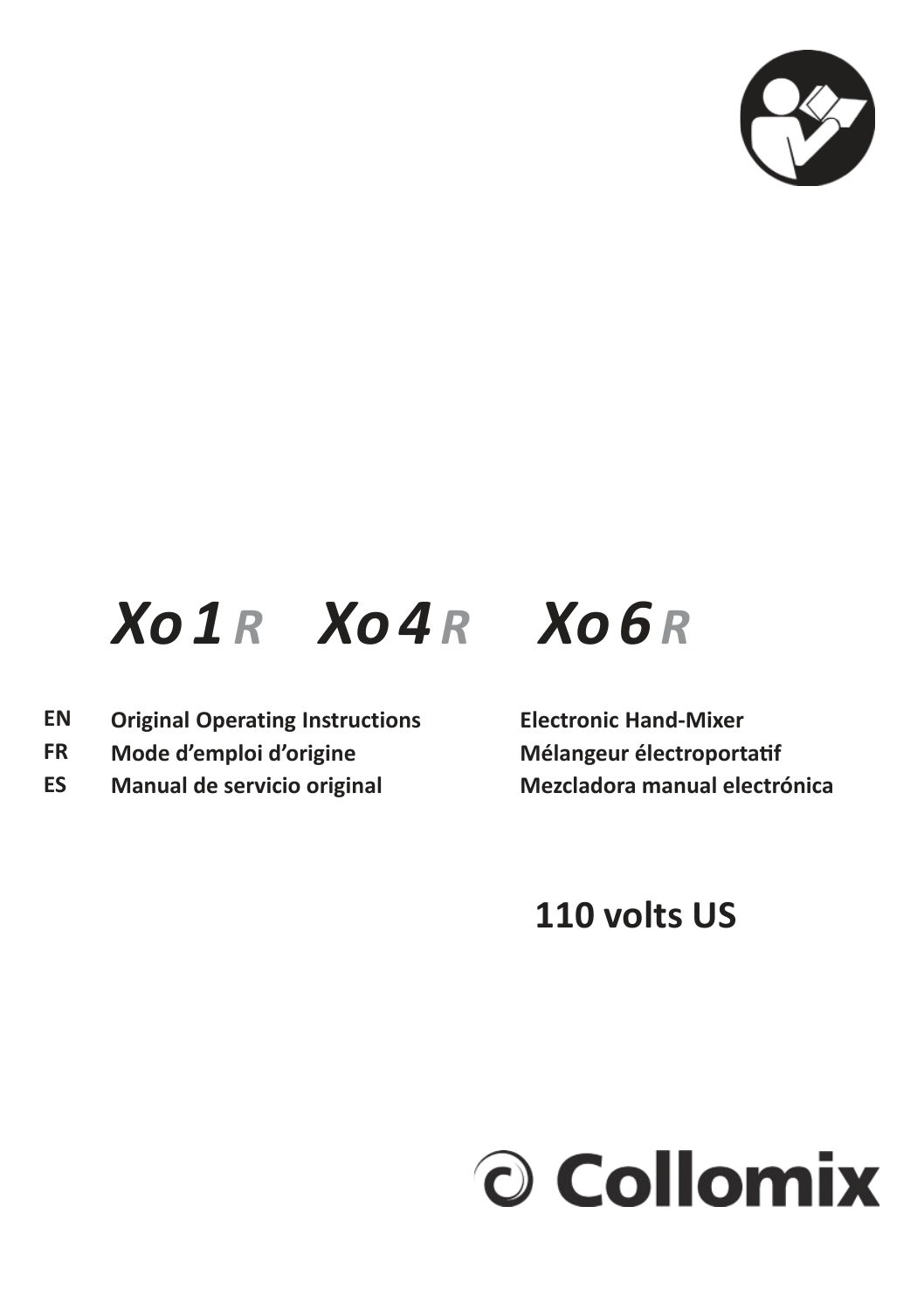# *Xo 1 R   Xo 4 R   Xo 6 R*

| | | |
|---|---|---|
| **EN** | **Original Operating Instructions** | **Electronic Hand-Mixer** |
| **FR** | **Mode d’emploi d’origine** | **Mélangeur électroportatif** |
| **ES** | **Manual de servicio original** | **Mezcladora manual electrónica** |

**110 volts US**

**Collomix**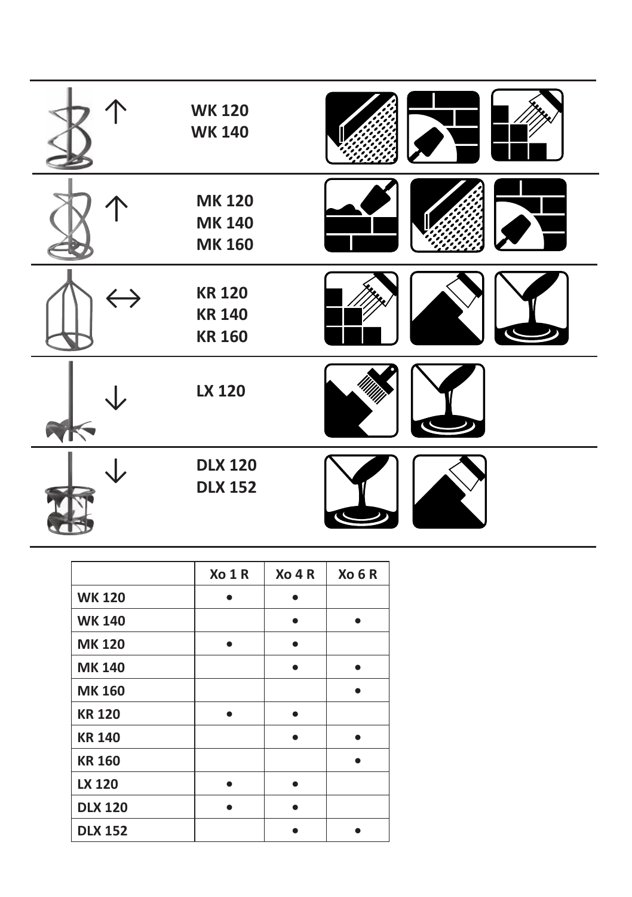| | | |
|---|---|---|
| ↑ | WK 120<br>WK 140 | |
| ↑ | MK 120<br>MK 140<br>MK 160 | |
| ↔ | KR 120<br>KR 140<br>KR 160 | |
| ↓ | LX 120 | |
| ↓ | DLX 120<br>DLX 152 | |

| | Xo 1 R | Xo 4 R | Xo 6 R |
|---|---|---|---|
| **WK 120** | • | • | |
| **WK 140** | | • | • |
| **MK 120** | • | • | |
| **MK 140** | | • | • |
| **MK 160** | | | • |
| **KR 120** | • | • | |
| **KR 140** | | • | • |
| **KR 160** | | | • |
| **LX 120** | • | • | |
| **DLX 120** | • | • | |
| **DLX 152** | | • | • |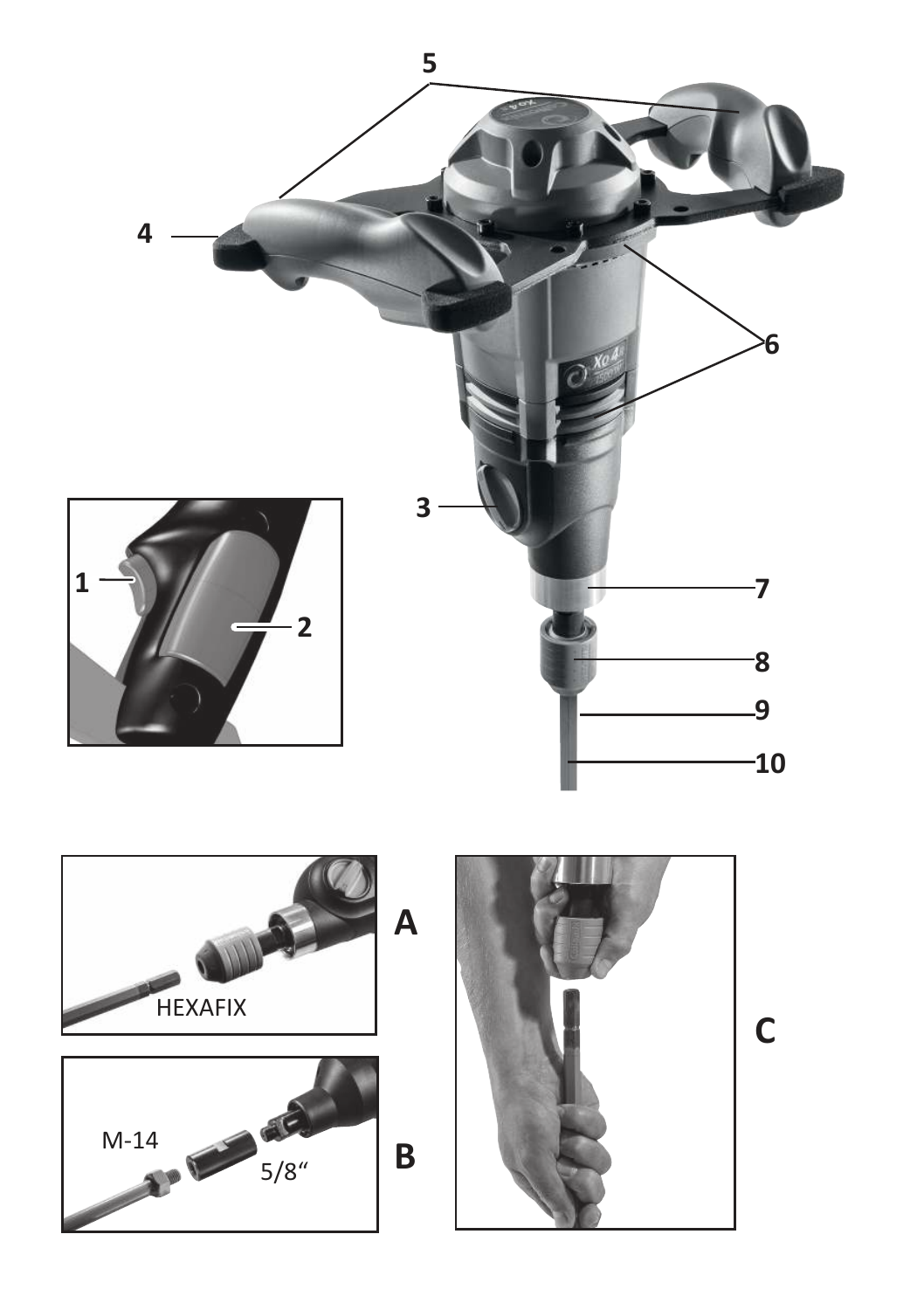5

4

6

3

1

2

7

8

9

10

HEXAFIX

A

M-14

5/8“

B

C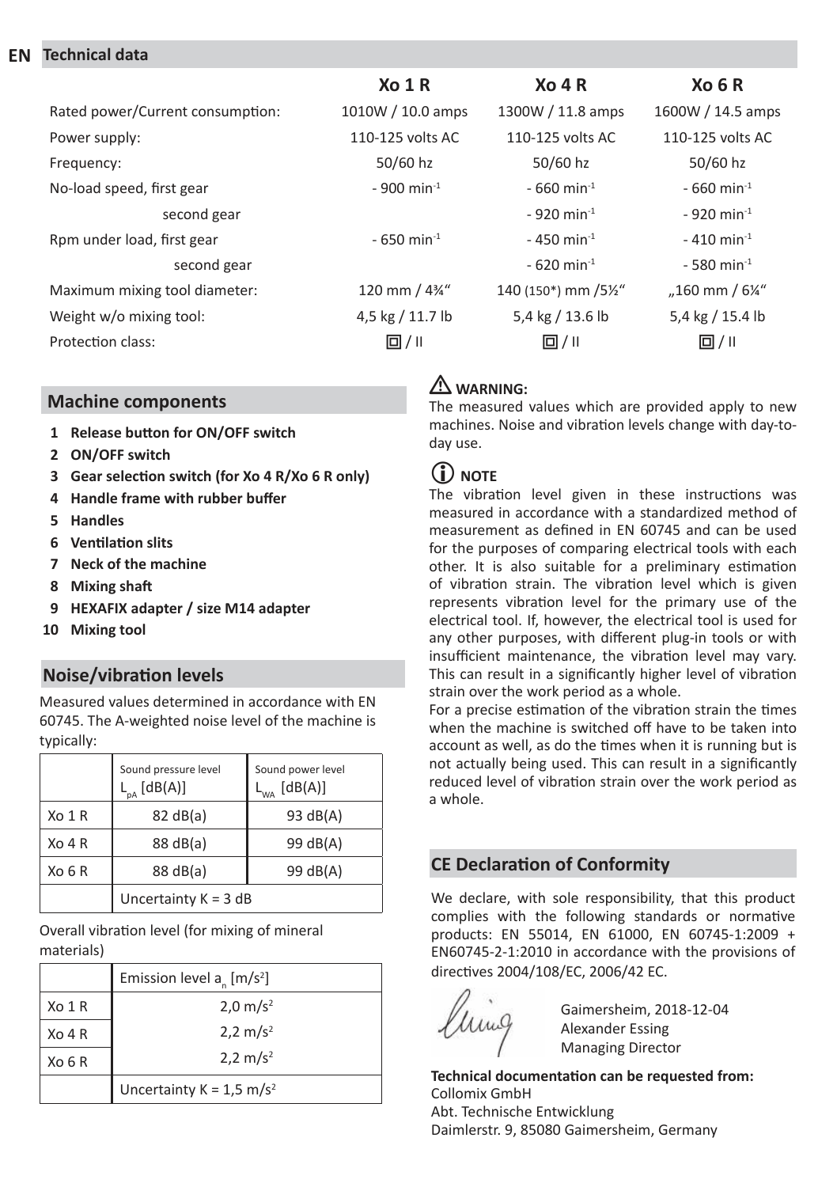## EN Technical data

| | Xo 1 R | Xo 4 R | Xo 6 R |
|---|---|---|---|
| Rated power/Current consumption: | 1010W / 10.0 amps | 1300W / 11.8 amps | 1600W / 14.5 amps |
| Power supply: | 110-125 volts AC | 110-125 volts AC | 110-125 volts AC |
| Frequency: | 50/60 hz | 50/60 hz | 50/60 hz |
| No-load speed, first gear | - 900 $min^{-1}$ | - 660 $min^{-1}$ | - 660 $min^{-1}$ |
| second gear | | - 920 $min^{-1}$ | - 920 $min^{-1}$ |
| Rpm under load, first gear | - 650 $min^{-1}$ | - 450 $min^{-1}$ | - 410 $min^{-1}$ |
| second gear | | - 620 $min^{-1}$ | - 580 $min^{-1}$ |
| Maximum mixing tool diameter: | 120 mm / 4¾“ | 140 (150*) mm /5½“ | „160 mm / 6¼“ |
| Weight w/o mixing tool: | 4,5 kg / 11.7 lb | 5,4 kg / 13.6 lb | 5,4 kg / 15.4 lb |
| Protection class: | ⧈ / II | ⧈ / II | ⧈ / II |

## Machine components

1. **Release button for ON/OFF switch**
2. **ON/OFF switch**
3. **Gear selection switch (for Xo 4 R/Xo 6 R only)**
4. **Handle frame with rubber buffer**
5. **Handles**
6. **Ventilation slits**
7. **Neck of the machine**
8. **Mixing shaft**
9. **HEXAFIX adapter / size M14 adapter**
10. **Mixing tool**

## Noise/vibration levels

Measured values determined in accordance with EN 60745. The A-weighted noise level of the machine is typically:

| | Sound pressure level $L_{pA}$ [dB(A)] | Sound power level $L_{WA}$ [dB(A)] |
|---|---|---|
| Xo 1 R | 82 dB(a) | 93 dB(A) |
| Xo 4 R | 88 dB(a) | 99 dB(A) |
| Xo 6 R | 88 dB(a) | 99 dB(A) |
| | Uncertainty K = 3 dB | |

Overall vibration level (for mixing of mineral materials)

| | Emission level $a_n$ [m/s²] |
|---|---|
| Xo 1 R | 2,0 m/s² |
| Xo 4 R | 2,2 m/s² |
| Xo 6 R | 2,2 m/s² |
| | Uncertainty K = 1,5 m/s² |

⚠ **WARNING:**
The measured values which are provided apply to new machines. Noise and vibration levels change with day-to-day use.

ⓘ **NOTE**
The vibration level given in these instructions was measured in accordance with a standardized method of measurement as defined in EN 60745 and can be used for the purposes of comparing electrical tools with each other. It is also suitable for a preliminary estimation of vibration strain. The vibration level which is given represents vibration level for the primary use of the electrical tool. If, however, the electrical tool is used for any other purposes, with different plug-in tools or with insufficient maintenance, the vibration level may vary. This can result in a significantly higher level of vibration strain over the work period as a whole.
For a precise estimation of the vibration strain the times when the machine is switched off have to be taken into account as well, as do the times when it is running but is not actually being used. This can result in a significantly reduced level of vibration strain over the work period as a whole.

## CE Declaration of Conformity

We declare, with sole responsibility, that this product complies with the following standards or normative products: EN 55014, EN 61000, EN 60745-1:2009 + EN60745-2-1:2010 in accordance with the provisions of directives 2004/108/EC, 2006/42 EC.

Gaimersheim, 2018-12-04
Alexander Essing
Managing Director

**Technical documentation can be requested from:**
Collomix GmbH
Abt. Technische Entwicklung
Daimlerstr. 9, 85080 Gaimersheim, Germany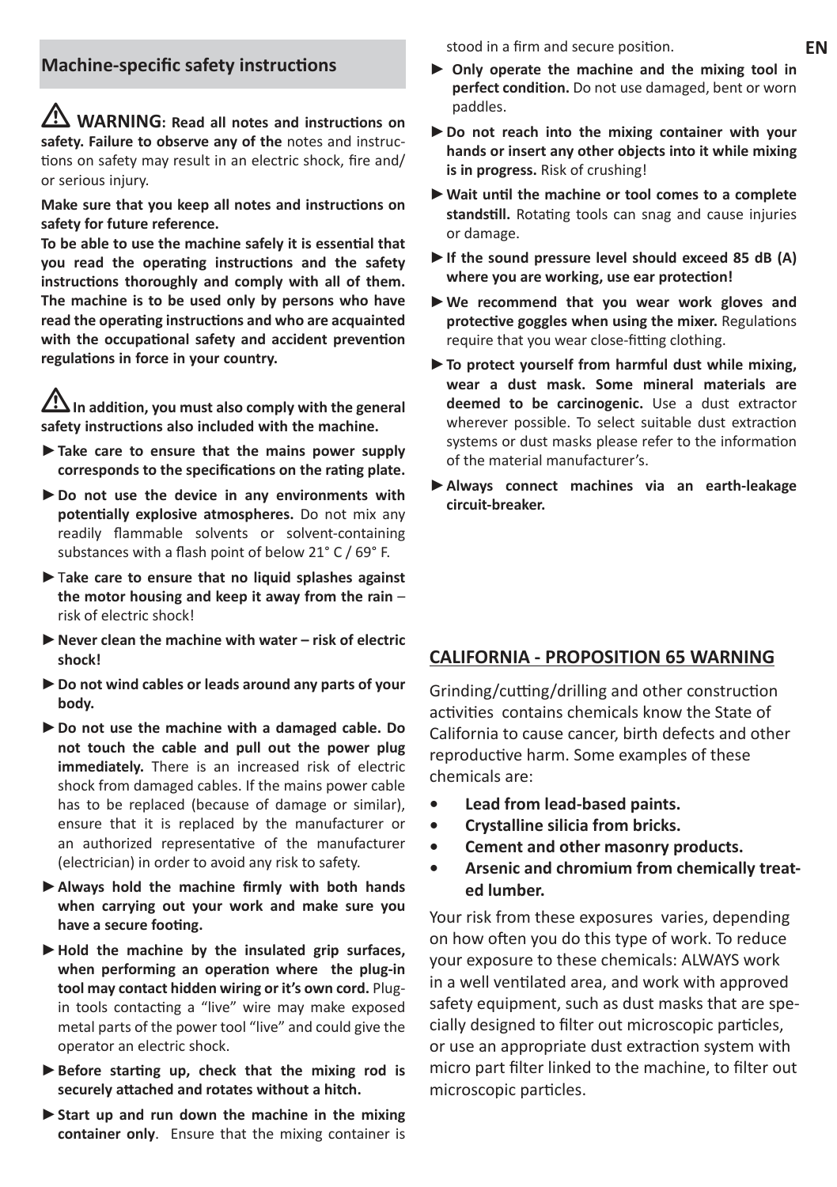## Machine-specific safety instructions

⚠ **WARNING: Read all notes and instructions on safety. Failure to observe any of the** notes and instructions on safety may result in an electric shock, fire and/or serious injury.

**Make sure that you keep all notes and instructions on safety for future reference.**

**To be able to use the machine safely it is essential that you read the operating instructions and the safety instructions thoroughly and comply with all of them. The machine is to be used only by persons who have read the operating instructions and who are acquainted with the occupational safety and accident prevention regulations in force in your country.**

⚠ **In addition, you must also comply with the general safety instructions also included with the machine.**

- ► **Take care to ensure that the mains power supply corresponds to the specifications on the rating plate.**
- ► **Do not use the device in any environments with potentially explosive atmospheres.** Do not mix any readily flammable solvents or solvent-containing substances with a flash point of below 21° C / 69° F.
- ► T**ake care to ensure that no liquid splashes against the motor housing and keep it away from the rain** – risk of electric shock!
- ► **Never clean the machine with water – risk of electric shock!**
- ► **Do not wind cables or leads around any parts of your body.**
- ► **Do not use the machine with a damaged cable. Do not touch the cable and pull out the power plug immediately.** There is an increased risk of electric shock from damaged cables. If the mains power cable has to be replaced (because of damage or similar), ensure that it is replaced by the manufacturer or an authorized representative of the manufacturer (electrician) in order to avoid any risk to safety.
- ► **Always hold the machine firmly with both hands when carrying out your work and make sure you have a secure footing.**
- ► **Hold the machine by the insulated grip surfaces, when performing an operation where the plug-in tool may contact hidden wiring or it's own cord.** Plug-in tools contacting a "live" wire may make exposed metal parts of the power tool "live" and could give the operator an electric shock.
- ► **Before starting up, check that the mixing rod is securely attached and rotates without a hitch.**
- ► **Start up and run down the machine in the mixing container only**. Ensure that the mixing container is stood in a firm and secure position.
- ► **Only operate the machine and the mixing tool in perfect condition.** Do not use damaged, bent or worn paddles.
- ► **Do not reach into the mixing container with your hands or insert any other objects into it while mixing is in progress.** Risk of crushing!
- ► **Wait until the machine or tool comes to a complete standstill.** Rotating tools can snag and cause injuries or damage.
- ► **If the sound pressure level should exceed 85 dB (A) where you are working, use ear protection!**
- ► **We recommend that you wear work gloves and protective goggles when using the mixer.** Regulations require that you wear close-fitting clothing.
- ► **To protect yourself from harmful dust while mixing, wear a dust mask. Some mineral materials are deemed to be carcinogenic.** Use a dust extractor wherever possible. To select suitable dust extraction systems or dust masks please refer to the information of the material manufacturer's.
- ► **Always connect machines via an earth-leakage circuit-breaker.**

## CALIFORNIA - PROPOSITION 65 WARNING

Grinding/cutting/drilling and other construction activities contains chemicals know the State of California to cause cancer, birth defects and other reproductive harm. Some examples of these chemicals are:

- **Lead from lead-based paints.**
- **Crystalline silicia from bricks.**
- **Cement and other masonry products.**
- **Arsenic and chromium from chemically treated lumber.**

Your risk from these exposures varies, depending on how often you do this type of work. To reduce your exposure to these chemicals: ALWAYS work in a well ventilated area, and work with approved safety equipment, such as dust masks that are specially designed to filter out microscopic particles, or use an appropriate dust extraction system with micro part filter linked to the machine, to filter out microscopic particles.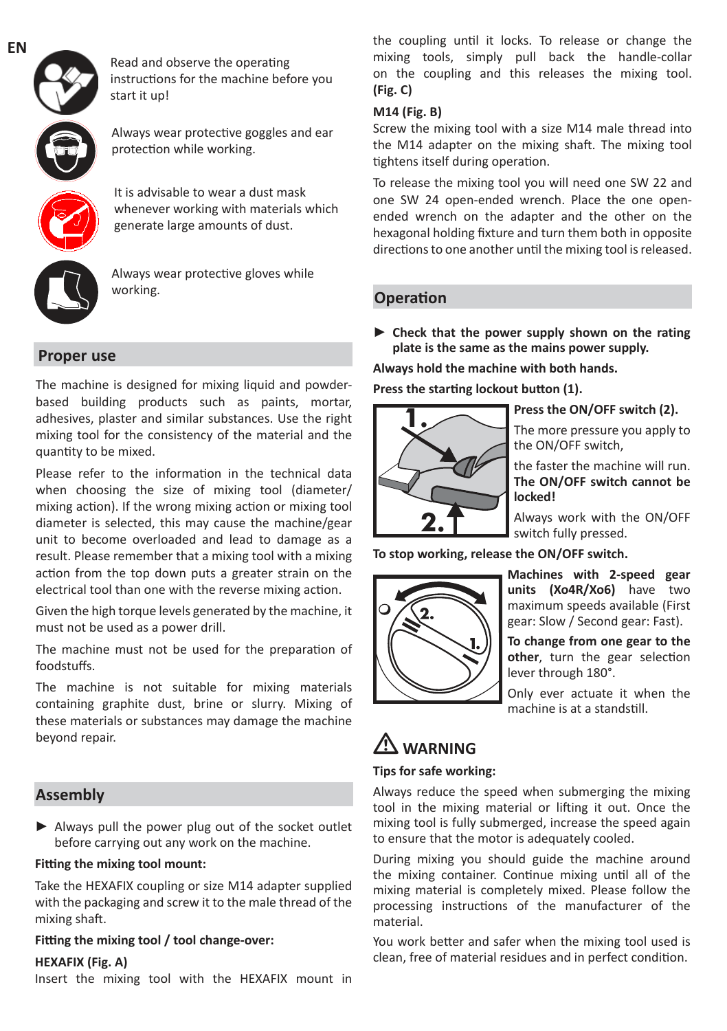EN

Read and observe the operating instructions for the machine before you start it up!

Always wear protective goggles and ear protection while working.

It is advisable to wear a dust mask whenever working with materials which generate large amounts of dust.

Always wear protective gloves while working.

## Proper use

The machine is designed for mixing liquid and powder-based building products such as paints, mortar, adhesives, plaster and similar substances. Use the right mixing tool for the consistency of the material and the quantity to be mixed.

Please refer to the information in the technical data when choosing the size of mixing tool (diameter/ mixing action). If the wrong mixing action or mixing tool diameter is selected, this may cause the machine/gear unit to become overloaded and lead to damage as a result. Please remember that a mixing tool with a mixing action from the top down puts a greater strain on the electrical tool than one with the reverse mixing action.

Given the high torque levels generated by the machine, it must not be used as a power drill.

The machine must not be used for the preparation of foodstuffs.

The machine is not suitable for mixing materials containing graphite dust, brine or slurry. Mixing of these materials or substances may damage the machine beyond repair.

## Assembly

► Always pull the power plug out of the socket outlet before carrying out any work on the machine.

**Fitting the mixing tool mount:**

Take the HEXAFIX coupling or size M14 adapter supplied with the packaging and screw it to the male thread of the mixing shaft.

**Fitting the mixing tool / tool change-over:**

**HEXAFIX (Fig. A)**

Insert the mixing tool with the HEXAFIX mount in the coupling until it locks. To release or change the mixing tools, simply pull back the handle-collar on the coupling and this releases the mixing tool. **(Fig. C)**

**M14 (Fig. B)**

Screw the mixing tool with a size M14 male thread into the M14 adapter on the mixing shaft. The mixing tool tightens itself during operation.

To release the mixing tool you will need one SW 22 and one SW 24 open-ended wrench. Place the one open-ended wrench on the adapter and the other on the hexagonal holding fixture and turn them both in opposite directions to one another until the mixing tool is released.

## Operation

► **Check that the power supply shown on the rating plate is the same as the mains power supply.**

**Always hold the machine with both hands.**

**Press the starting lockout button (1).**

**Press the ON/OFF switch (2).**

The more pressure you apply to the ON/OFF switch,

the faster the machine will run. **The ON/OFF switch cannot be locked!**

Always work with the ON/OFF switch fully pressed.

**To stop working, release the ON/OFF switch.**

**Machines with 2-speed gear units (Xo4R/Xo6)** have two maximum speeds available (First gear: Slow / Second gear: Fast).

**To change from one gear to the other**, turn the gear selection lever through 180°.

Only ever actuate it when the machine is at a standstill.

### ⚠ WARNING

**Tips for safe working:**

Always reduce the speed when submerging the mixing tool in the mixing material or lifting it out. Once the mixing tool is fully submerged, increase the speed again to ensure that the motor is adequately cooled.

During mixing you should guide the machine around the mixing container. Continue mixing until all of the mixing material is completely mixed. Please follow the processing instructions of the manufacturer of the material.

You work better and safer when the mixing tool used is clean, free of material residues and in perfect condition.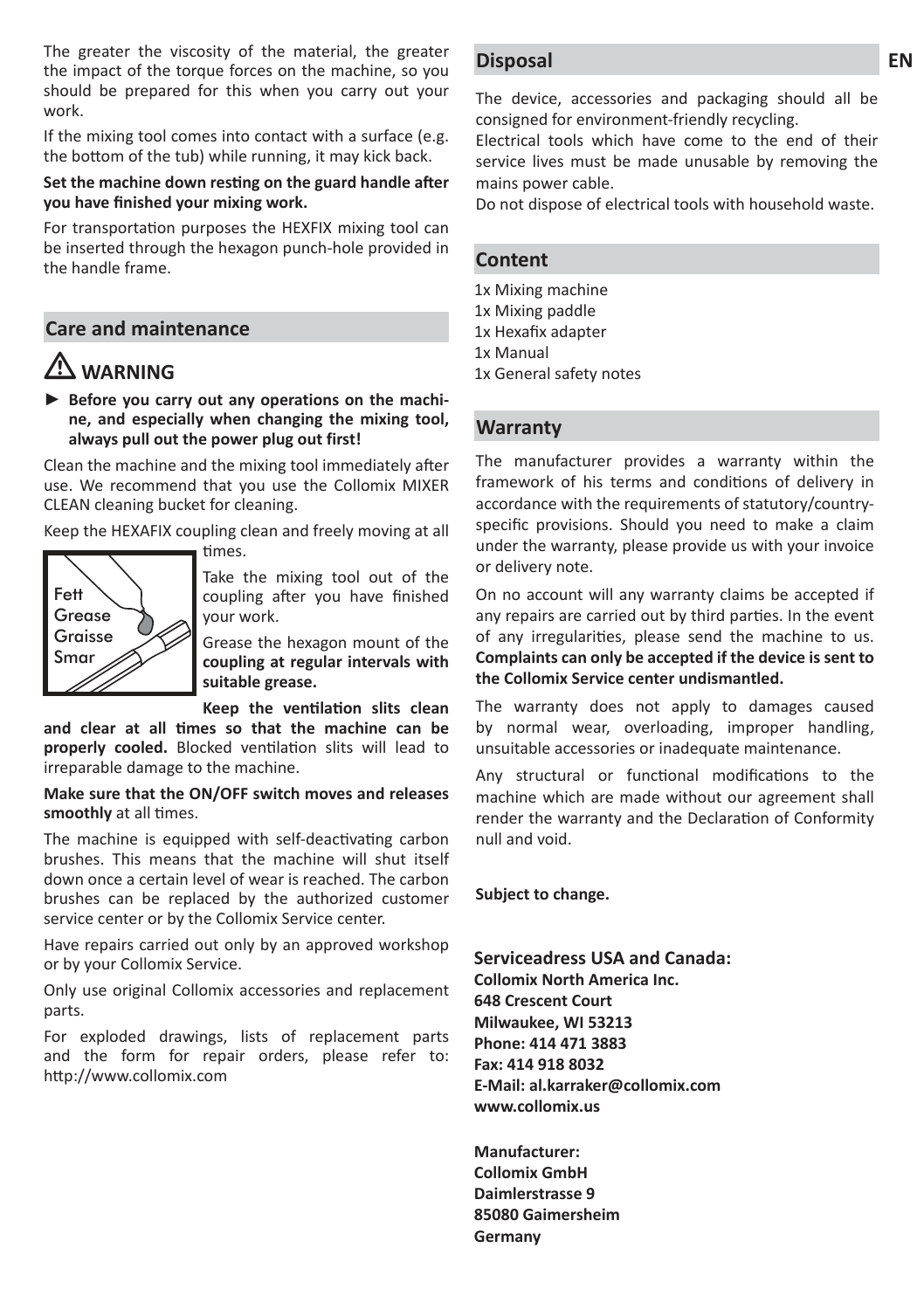The greater the viscosity of the material, the greater the impact of the torque forces on the machine, so you should be prepared for this when you carry out your work.

If the mixing tool comes into contact with a surface (e.g. the bottom of the tub) while running, it may kick back.

**Set the machine down resting on the guard handle after you have finished your mixing work.**

For transportation purposes the HEXFIX mixing tool can be inserted through the hexagon punch-hole provided in the handle frame.

## Care and maintenance

### ⚠ WARNING

- ► **Before you carry out any operations on the machine, and especially when changing the mixing tool, always pull out the power plug out first!**

Clean the machine and the mixing tool immediately after use. We recommend that you use the Collomix MIXER CLEAN cleaning bucket for cleaning.

Keep the HEXAFIX coupling clean and freely moving at all times.

Fett
Grease
Graisse
Smar

Take the mixing tool out of the coupling after you have finished your work.

Grease the hexagon mount of the **coupling at regular intervals with suitable grease.**

**Keep the ventilation slits clean and clear at all times so that the machine can be properly cooled.** Blocked ventilation slits will lead to irreparable damage to the machine.

**Make sure that the ON/OFF switch moves and releases smoothly** at all times.

The machine is equipped with self-deactivating carbon brushes. This means that the machine will shut itself down once a certain level of wear is reached. The carbon brushes can be replaced by the authorized customer service center or by the Collomix Service center.

Have repairs carried out only by an approved workshop or by your Collomix Service.

Only use original Collomix accessories and replacement parts.

For exploded drawings, lists of replacement parts and the form for repair orders, please refer to: http://www.collomix.com

## Disposal

The device, accessories and packaging should all be consigned for environment-friendly recycling.

Electrical tools which have come to the end of their service lives must be made unusable by removing the mains power cable.

Do not dispose of electrical tools with household waste.

## Content

1x Mixing machine
1x Mixing paddle
1x Hexafix adapter
1x Manual
1x General safety notes

## Warranty

The manufacturer provides a warranty within the framework of his terms and conditions of delivery in accordance with the requirements of statutory/country-specific provisions. Should you need to make a claim under the warranty, please provide us with your invoice or delivery note.

On no account will any warranty claims be accepted if any repairs are carried out by third parties. In the event of any irregularities, please send the machine to us. **Complaints can only be accepted if the device is sent to the Collomix Service center undismantled.**

The warranty does not apply to damages caused by normal wear, overloading, improper handling, unsuitable accessories or inadequate maintenance.

Any structural or functional modifications to the machine which are made without our agreement shall render the warranty and the Declaration of Conformity null and void.

**Subject to change.**

**Serviceadress USA and Canada:**
**Collomix North America Inc.**
**648 Crescent Court**
**Milwaukee, WI 53213**
**Phone: 414 471 3883**
**Fax: 414 918 8032**
**E-Mail: al.karraker@collomix.com**
**www.collomix.us**

**Manufacturer:**
**Collomix GmbH**
**Daimlerstrasse 9**
**85080 Gaimersheim**
**Germany**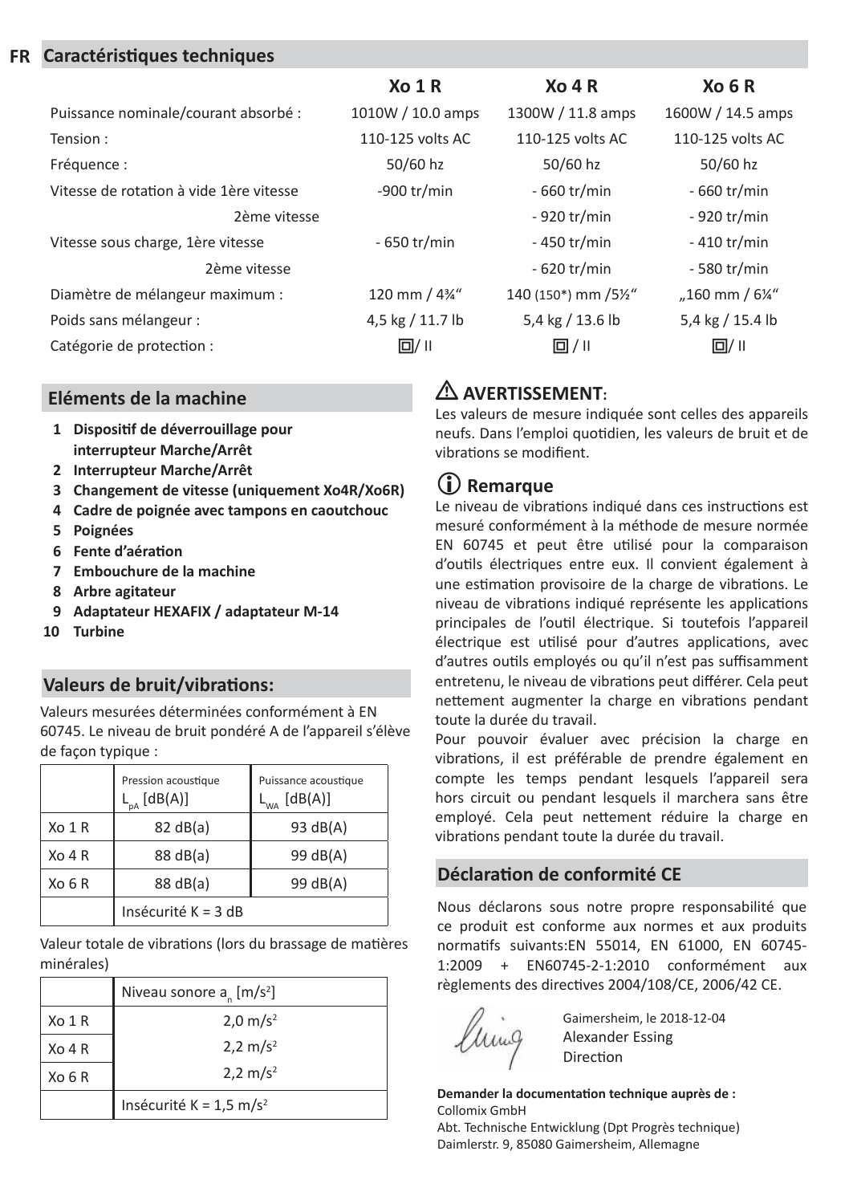## FR Caractéristiques techniques

| | Xo 1 R | Xo 4 R | Xo 6 R |
|---|---|---|---|
| Puissance nominale/courant absorbé : | 1010W / 10.0 amps | 1300W / 11.8 amps | 1600W / 14.5 amps |
| Tension : | 110-125 volts AC | 110-125 volts AC | 110-125 volts AC |
| Fréquence : | 50/60 hz | 50/60 hz | 50/60 hz |
| Vitesse de rotation à vide 1ère vitesse | -900 tr/min | - 660 tr/min | - 660 tr/min |
| 2ème vitesse | | - 920 tr/min | - 920 tr/min |
| Vitesse sous charge, 1ère vitesse | - 650 tr/min | - 450 tr/min | - 410 tr/min |
| 2ème vitesse | | - 620 tr/min | - 580 tr/min |
| Diamètre de mélangeur maximum : | 120 mm / 4¾" | 140 (150*) mm /5½" | „160 mm / 6¼" |
| Poids sans mélangeur : | 4,5 kg / 11.7 lb | 5,4 kg / 13.6 lb | 5,4 kg / 15.4 lb |
| Catégorie de protection : | ⧈/ II | ⧈ / II | ⧈/ II |

## Eléments de la machine

1. **Dispositif de déverrouillage pour interrupteur Marche/Arrêt**
2. **Interrupteur Marche/Arrêt**
3. **Changement de vitesse (uniquement Xo4R/Xo6R)**
4. **Cadre de poignée avec tampons en caoutchouc**
5. **Poignées**
6. **Fente d'aération**
7. **Embouchure de la machine**
8. **Arbre agitateur**
9. **Adaptateur HEXAFIX / adaptateur M-14**
10. **Turbine**

## Valeurs de bruit/vibrations:

Valeurs mesurées déterminées conformément à EN 60745. Le niveau de bruit pondéré A de l'appareil s'élève de façon typique :

| | Pression acoustique $L_{pA}$ [dB(A)] | Puissance acoustique $L_{WA}$ [dB(A)] |
|---|---|---|
| Xo 1 R | 82 dB(a) | 93 dB(A) |
| Xo 4 R | 88 dB(a) | 99 dB(A) |
| Xo 6 R | 88 dB(a) | 99 dB(A) |
| | Insécurité K = 3 dB | |

Valeur totale de vibrations (lors du brassage de matières minérales)

| | Niveau sonore $a_n$ [m/s²] |
|---|---|
| Xo 1 R | 2,0 m/s² |
| Xo 4 R | 2,2 m/s² |
| Xo 6 R | 2,2 m/s² |
| | Insécurité K = 1,5 m/s² |

### ⚠ AVERTISSEMENT:

Les valeurs de mesure indiquée sont celles des appareils neufs. Dans l'emploi quotidien, les valeurs de bruit et de vibrations se modifient.

### ⓘ Remarque

Le niveau de vibrations indiqué dans ces instructions est mesuré conformément à la méthode de mesure normée EN 60745 et peut être utilisé pour la comparaison d'outils électriques entre eux. Il convient également à une estimation provisoire de la charge de vibrations. Le niveau de vibrations indiqué représente les applications principales de l'outil électrique. Si toutefois l'appareil électrique est utilisé pour d'autres applications, avec d'autres outils employés ou qu'il n'est pas suffisamment entretenu, le niveau de vibrations peut différer. Cela peut nettement augmenter la charge en vibrations pendant toute la durée du travail.

Pour pouvoir évaluer avec précision la charge en vibrations, il est préférable de prendre également en compte les temps pendant lesquels l'appareil sera hors circuit ou pendant lesquels il marchera sans être employé. Cela peut nettement réduire la charge en vibrations pendant toute la durée du travail.

## Déclaration de conformité CE

Nous déclarons sous notre propre responsabilité que ce produit est conforme aux normes et aux produits normatifs suivants:EN 55014, EN 61000, EN 60745-1:2009 + EN60745-2-1:2010 conformément aux règlements des directives 2004/108/CE, 2006/42 CE.

Gaimersheim, le 2018-12-04
Alexander Essing
Direction

**Demander la documentation technique auprès de :**
Collomix GmbH
Abt. Technische Entwicklung (Dpt Progrès technique)
Daimlerstr. 9, 85080 Gaimersheim, Allemagne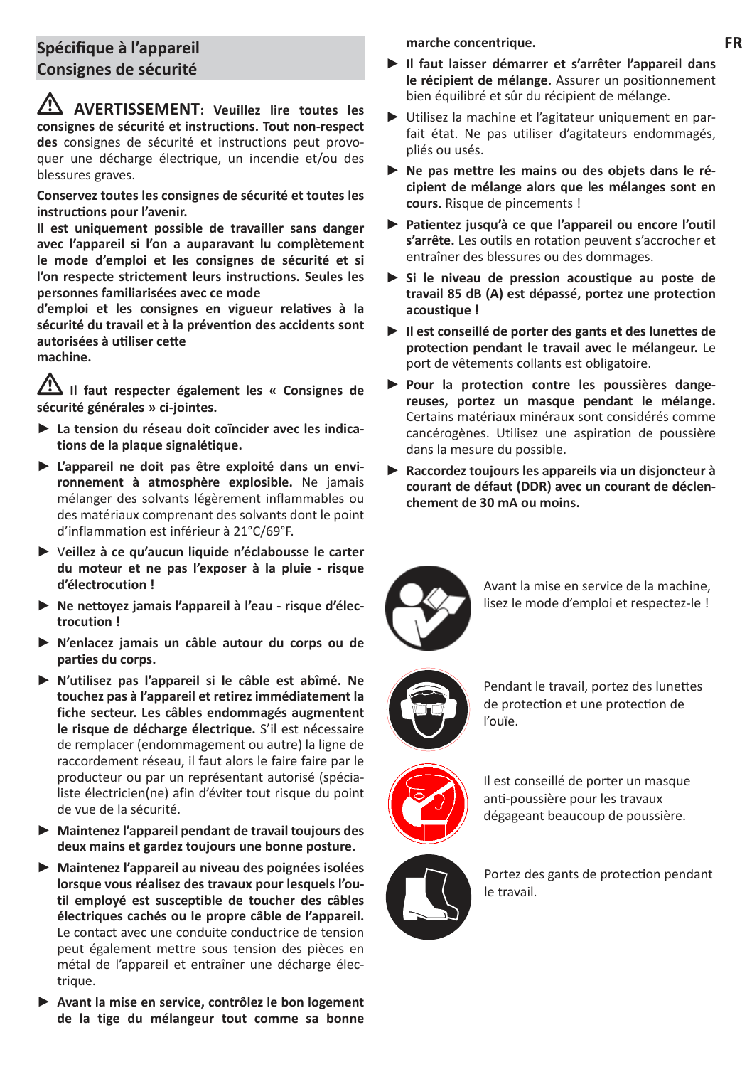## Spécifique à l'appareil Consignes de sécurité

⚠ **AVERTISSEMENT: Veuillez lire toutes les consignes de sécurité et instructions. Tout non-respect des** consignes de sécurité et instructions peut provoquer une décharge électrique, un incendie et/ou des blessures graves.

**Conservez toutes les consignes de sécurité et toutes les instructions pour l'avenir.**

**Il est uniquement possible de travailler sans danger avec l'appareil si l'on a auparavant lu complètement le mode d'emploi et les consignes de sécurité et si l'on respecte strictement leurs instructions. Seules les personnes familiarisées avec ce mode d'emploi et les consignes en vigueur relatives à la sécurité du travail et à la prévention des accidents sont autorisées à utiliser cette machine.**

⚠ **Il faut respecter également les « Consignes de sécurité générales » ci-jointes.**

- ► **La tension du réseau doit coïncider avec les indications de la plaque signalétique.**
- ► **L'appareil ne doit pas être exploité dans un environnement à atmosphère explosible.** Ne jamais mélanger des solvants légèrement inflammables ou des matériaux comprenant des solvants dont le point d'inflammation est inférieur à 21°C/69°F.
- ► V**eillez à ce qu'aucun liquide n'éclabousse le carter du moteur et ne pas l'exposer à la pluie - risque d'électrocution !**
- ► **Ne nettoyez jamais l'appareil à l'eau - risque d'électrocution !**
- ► **N'enlacez jamais un câble autour du corps ou de parties du corps.**
- ► **N'utilisez pas l'appareil si le câble est abîmé. Ne touchez pas à l'appareil et retirez immédiatement la fiche secteur. Les câbles endommagés augmentent le risque de décharge électrique.** S'il est nécessaire de remplacer (endommagement ou autre) la ligne de raccordement réseau, il faut alors le faire faire par le producteur ou par un représentant autorisé (spécialiste électricien(ne) afin d'éviter tout risque du point de vue de la sécurité.
- ► **Maintenez l'appareil pendant de travail toujours des deux mains et gardez toujours une bonne posture.**
- ► **Maintenez l'appareil au niveau des poignées isolées lorsque vous réalisez des travaux pour lesquels l'outil employé est susceptible de toucher des câbles électriques cachés ou le propre câble de l'appareil.** Le contact avec une conduite conductrice de tension peut également mettre sous tension des pièces en métal de l'appareil et entraîner une décharge électrique.
- ► **Avant la mise en service, contrôlez le bon logement de la tige du mélangeur tout comme sa bonne marche concentrique.**
- ► **Il faut laisser démarrer et s'arrêter l'appareil dans le récipient de mélange.** Assurer un positionnement bien équilibré et sûr du récipient de mélange.
- ► Utilisez la machine et l'agitateur uniquement en parfait état. Ne pas utiliser d'agitateurs endommagés, pliés ou usés.
- ► **Ne pas mettre les mains ou des objets dans le récipient de mélange alors que les mélanges sont en cours.** Risque de pincements !
- ► **Patientez jusqu'à ce que l'appareil ou encore l'outil s'arrête.** Les outils en rotation peuvent s'accrocher et entraîner des blessures ou des dommages.
- ► **Si le niveau de pression acoustique au poste de travail 85 dB (A) est dépassé, portez une protection acoustique !**
- ► **Il est conseillé de porter des gants et des lunettes de protection pendant le travail avec le mélangeur.** Le port de vêtements collants est obligatoire.
- ► **Pour la protection contre les poussières dangereuses, portez un masque pendant le mélange.** Certains matériaux minéraux sont considérés comme cancérogènes. Utilisez une aspiration de poussière dans la mesure du possible.
- ► **Raccordez toujours les appareils via un disjoncteur à courant de défaut (DDR) avec un courant de déclenchement de 30 mA ou moins.**

Avant la mise en service de la machine, lisez le mode d'emploi et respectez-le !

Pendant le travail, portez des lunettes de protection et une protection de l'ouïe.

Il est conseillé de porter un masque anti-poussière pour les travaux dégageant beaucoup de poussière.

Portez des gants de protection pendant le travail.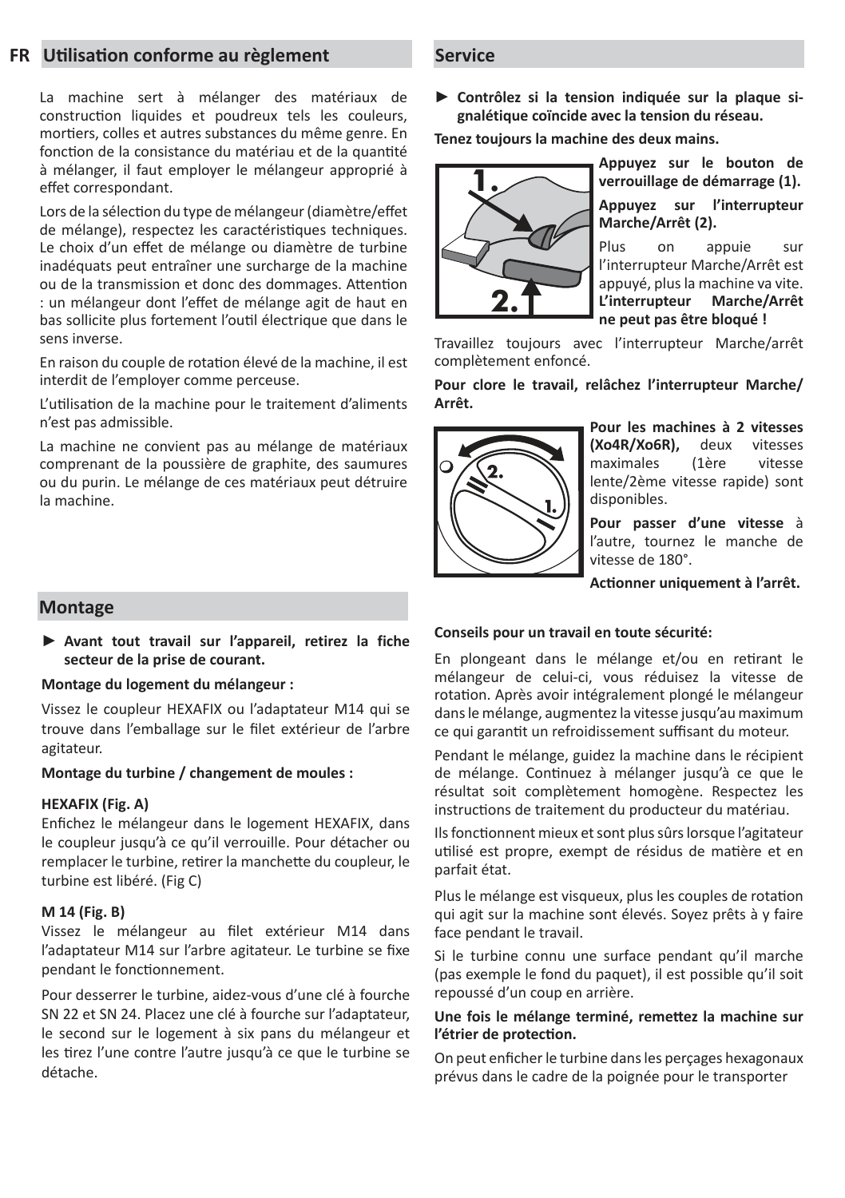## FR Utilisation conforme au règlement

La machine sert à mélanger des matériaux de construction liquides et poudreux tels les couleurs, mortiers, colles et autres substances du même genre. En fonction de la consistance du matériau et de la quantité à mélanger, il faut employer le mélangeur approprié à effet correspondant.

Lors de la sélection du type de mélangeur (diamètre/effet de mélange), respectez les caractéristiques techniques. Le choix d'un effet de mélange ou diamètre de turbine inadéquats peut entraîner une surcharge de la machine ou de la transmission et donc des dommages. Attention : un mélangeur dont l'effet de mélange agit de haut en bas sollicite plus fortement l'outil électrique que dans le sens inverse.

En raison du couple de rotation élevé de la machine, il est interdit de l'employer comme perceuse.

L'utilisation de la machine pour le traitement d'aliments n'est pas admissible.

La machine ne convient pas au mélange de matériaux comprenant de la poussière de graphite, des saumures ou du purin. Le mélange de ces matériaux peut détruire la machine.

## Montage

► **Avant tout travail sur l'appareil, retirez la fiche secteur de la prise de courant.**

**Montage du logement du mélangeur :**

Vissez le coupleur HEXAFIX ou l'adaptateur M14 qui se trouve dans l'emballage sur le filet extérieur de l'arbre agitateur.

**Montage du turbine / changement de moules :**

**HEXAFIX (Fig. A)**
Enfichez le mélangeur dans le logement HEXAFIX, dans le coupleur jusqu'à ce qu'il verrouille. Pour détacher ou remplacer le turbine, retirer la manchette du coupleur, le turbine est libéré. (Fig C)

**M 14 (Fig. B)**
Vissez le mélangeur au filet extérieur M14 dans l'adaptateur M14 sur l'arbre agitateur. Le turbine se fixe pendant le fonctionnement.

Pour desserrer le turbine, aidez-vous d'une clé à fourche SN 22 et SN 24. Placez une clé à fourche sur l'adaptateur, le second sur le logement à six pans du mélangeur et les tirez l'une contre l'autre jusqu'à ce que le turbine se détache.

## Service

► **Contrôlez si la tension indiquée sur la plaque signalétique coïncide avec la tension du réseau.**

**Tenez toujours la machine des deux mains.**

1.
2.

**Appuyez sur le bouton de verrouillage de démarrage (1).**

**Appuyez sur l'interrupteur Marche/Arrêt (2).**

Plus on appuie sur l'interrupteur Marche/Arrêt est appuyé, plus la machine va vite. **L'interrupteur Marche/Arrêt ne peut pas être bloqué !**

Travaillez toujours avec l'interrupteur Marche/arrêt complètement enfoncé.

**Pour clore le travail, relâchez l'interrupteur Marche/Arrêt.**

2.
1.

**Pour les machines à 2 vitesses (Xo4R/Xo6R),** deux vitesses maximales (1ère vitesse lente/2ème vitesse rapide) sont disponibles.

**Pour passer d'une vitesse** à l'autre, tournez le manche de vitesse de 180°.

**Actionner uniquement à l'arrêt.**

**Conseils pour un travail en toute sécurité:**

En plongeant dans le mélange et/ou en retirant le mélangeur de celui-ci, vous réduisez la vitesse de rotation. Après avoir intégralement plongé le mélangeur dans le mélange, augmentez la vitesse jusqu'au maximum ce qui garantit un refroidissement suffisant du moteur.

Pendant le mélange, guidez la machine dans le récipient de mélange. Continuez à mélanger jusqu'à ce que le résultat soit complètement homogène. Respectez les instructions de traitement du producteur du matériau.

Ils fonctionnent mieux et sont plus sûrs lorsque l'agitateur utilisé est propre, exempt de résidus de matière et en parfait état.

Plus le mélange est visqueux, plus les couples de rotation qui agit sur la machine sont élevés. Soyez prêts à y faire face pendant le travail.

Si le turbine connu une surface pendant qu'il marche (pas exemple le fond du paquet), il est possible qu'il soit repoussé d'un coup en arrière.

**Une fois le mélange terminé, remettez la machine sur l'étrier de protection.**

On peut enficher le turbine dans les perçages hexagonaux prévus dans le cadre de la poignée pour le transporter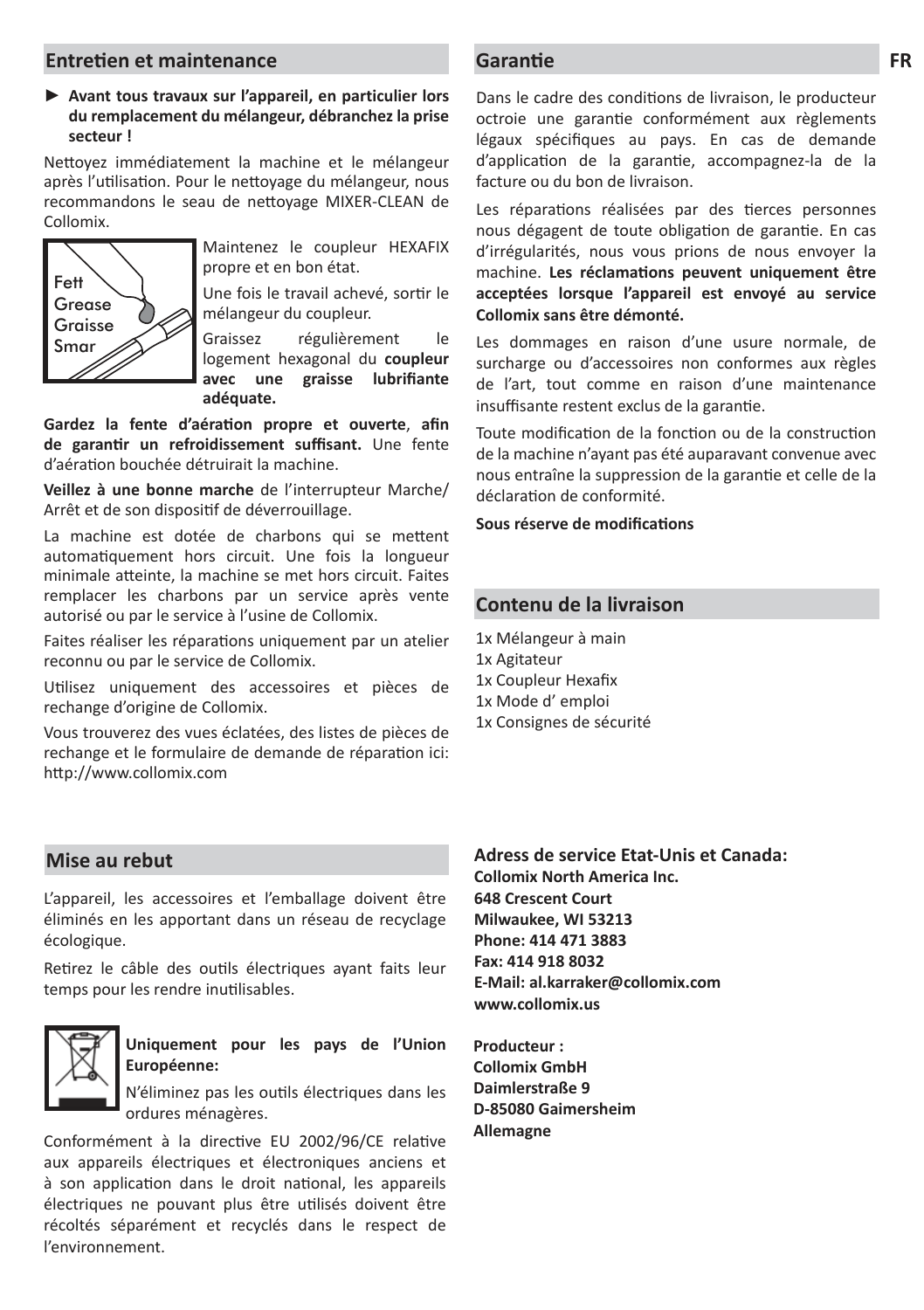## Entretien et maintenance

► **Avant tous travaux sur l'appareil, en particulier lors du remplacement du mélangeur, débranchez la prise secteur !**

Nettoyez immédiatement la machine et le mélangeur après l'utilisation. Pour le nettoyage du mélangeur, nous recommandons le seau de nettoyage MIXER-CLEAN de Collomix.

Fett
Grease
Graisse
Smar

Maintenez le coupleur HEXAFIX propre et en bon état.

Une fois le travail achevé, sortir le mélangeur du coupleur.

Graissez régulièrement le logement hexagonal du **coupleur avec une graisse lubrifiante adéquate.**

**Gardez la fente d'aération propre et ouverte**, **afin de garantir un refroidissement suffisant.** Une fente d'aération bouchée détruirait la machine.

**Veillez à une bonne marche** de l'interrupteur Marche/Arrêt et de son dispositif de déverrouillage.

La machine est dotée de charbons qui se mettent automatiquement hors circuit. Une fois la longueur minimale atteinte, la machine se met hors circuit. Faites remplacer les charbons par un service après vente autorisé ou par le service à l'usine de Collomix.

Faites réaliser les réparations uniquement par un atelier reconnu ou par le service de Collomix.

Utilisez uniquement des accessoires et pièces de rechange d'origine de Collomix.

Vous trouverez des vues éclatées, des listes de pièces de rechange et le formulaire de demande de réparation ici: http://www.collomix.com

## Mise au rebut

L'appareil, les accessoires et l'emballage doivent être éliminés en les apportant dans un réseau de recyclage écologique.

Retirez le câble des outils électriques ayant faits leur temps pour les rendre inutilisables.

**Uniquement pour les pays de l'Union Européenne:**

N'éliminez pas les outils électriques dans les ordures ménagères.

Conformément à la directive EU 2002/96/CE relative aux appareils électriques et électroniques anciens et à son application dans le droit national, les appareils électriques ne pouvant plus être utilisés doivent être récoltés séparément et recyclés dans le respect de l'environnement.

## Garantie

Dans le cadre des conditions de livraison, le producteur octroie une garantie conformément aux règlements légaux spécifiques au pays. En cas de demande d'application de la garantie, accompagnez-la de la facture ou du bon de livraison.

Les réparations réalisées par des tierces personnes nous dégagent de toute obligation de garantie. En cas d'irrégularités, nous vous prions de nous envoyer la machine. **Les réclamations peuvent uniquement être acceptées lorsque l'appareil est envoyé au service Collomix sans être démonté.**

Les dommages en raison d'une usure normale, de surcharge ou d'accessoires non conformes aux règles de l'art, tout comme en raison d'une maintenance insuffisante restent exclus de la garantie.

Toute modification de la fonction ou de la construction de la machine n'ayant pas été auparavant convenue avec nous entraîne la suppression de la garantie et celle de la déclaration de conformité.

**Sous réserve de modifications**

## Contenu de la livraison

1x Mélangeur à main
1x Agitateur
1x Coupleur Hexafix
1x Mode d' emploi
1x Consignes de sécurité

**Adress de service Etat-Unis et Canada:**
**Collomix North America Inc.**
**648 Crescent Court**
**Milwaukee, WI 53213**
**Phone: 414 471 3883**
**Fax: 414 918 8032**
**E-Mail: al.karraker@collomix.com**
**www.collomix.us**

**Producteur :**
**Collomix GmbH**
**Daimlerstraße 9**
**D-85080 Gaimersheim**
**Allemagne**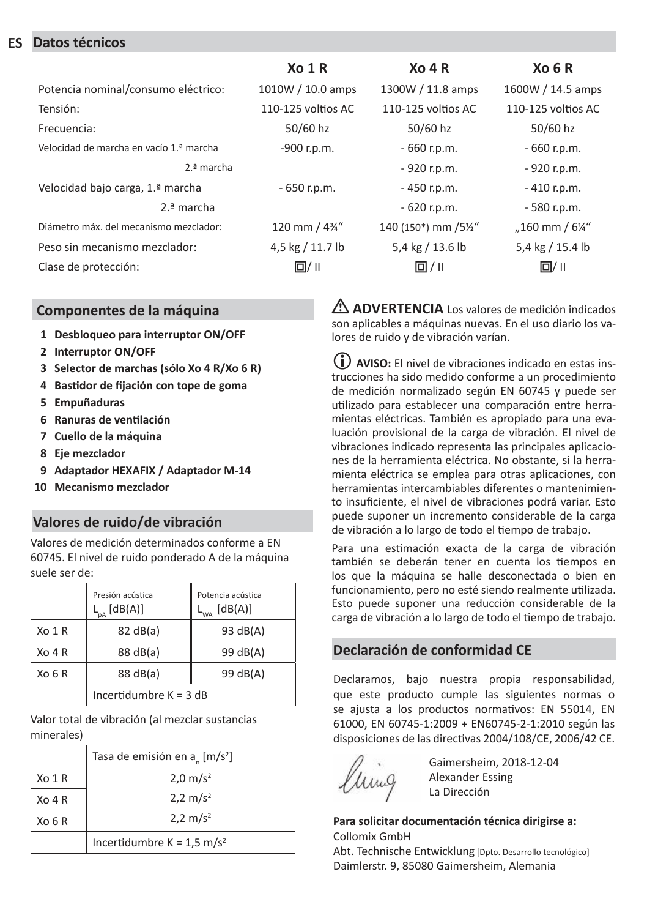# ES Datos técnicos

| | Xo 1 R | Xo 4 R | Xo 6 R |
|---|---|---|---|
| Potencia nominal/consumo eléctrico: | 1010W / 10.0 amps | 1300W / 11.8 amps | 1600W / 14.5 amps |
| Tensión: | 110-125 voltios AC | 110-125 voltios AC | 110-125 voltios AC |
| Frecuencia: | 50/60 hz | 50/60 hz | 50/60 hz |
| Velocidad de marcha en vacío 1.ª marcha | -900 r.p.m. | - 660 r.p.m. | - 660 r.p.m. |
| 2.ª marcha | | - 920 r.p.m. | - 920 r.p.m. |
| Velocidad bajo carga, 1.ª marcha | - 650 r.p.m. | - 450 r.p.m. | - 410 r.p.m. |
| 2.ª marcha | | - 620 r.p.m. | - 580 r.p.m. |
| Diámetro máx. del mecanismo mezclador: | 120 mm / 4¾" | 140 (150*) mm /5½" | „160 mm / 6¼" |
| Peso sin mecanismo mezclador: | 4,5 kg / 11.7 lb | 5,4 kg / 13.6 lb | 5,4 kg / 15.4 lb |
| Clase de protección: | ⧈/ II | ⧈ / II | ⧈/ II |

## Componentes de la máquina

1. **Desbloqueo para interruptor ON/OFF**
2. **Interruptor ON/OFF**
3. **Selector de marchas (sólo Xo 4 R/Xo 6 R)**
4. **Bastidor de fijación con tope de goma**
5. **Empuñaduras**
6. **Ranuras de ventilación**
7. **Cuello de la máquina**
8. **Eje mezclador**
9. **Adaptador HEXAFIX / Adaptador M-14**
10. **Mecanismo mezclador**

## Valores de ruido/de vibración

Valores de medición determinados conforme a EN 60745. El nivel de ruido ponderado A de la máquina suele ser de:

| | Presión acústica $L_{pA}$ [dB(A)] | Potencia acústica $L_{WA}$ [dB(A)] |
|---|---|---|
| Xo 1 R | 82 dB(a) | 93 dB(A) |
| Xo 4 R | 88 dB(a) | 99 dB(A) |
| Xo 6 R | 88 dB(a) | 99 dB(A) |
| | Incertidumbre K = 3 dB | |

Valor total de vibración (al mezclar sustancias minerales)

| | Tasa de emisión en $a_n$ [m/s²] |
|---|---|
| Xo 1 R | 2,0 m/s² |
| Xo 4 R | 2,2 m/s² |
| Xo 6 R | 2,2 m/s² |
| | Incertidumbre K = 1,5 m/s² |

⚠ **ADVERTENCIA** Los valores de medición indicados son aplicables a máquinas nuevas. En el uso diario los valores de ruido y de vibración varían.

ⓘ **AVISO:** El nivel de vibraciones indicado en estas instrucciones ha sido medido conforme a un procedimiento de medición normalizado según EN 60745 y puede ser utilizado para establecer una comparación entre herramientas eléctricas. También es apropiado para una evaluación provisional de la carga de vibración. El nivel de vibraciones indicado representa las principales aplicaciones de la herramienta eléctrica. No obstante, si la herramienta eléctrica se emplea para otras aplicaciones, con herramientas intercambiables diferentes o mantenimiento insuficiente, el nivel de vibraciones podrá variar. Esto puede suponer un incremento considerable de la carga de vibración a lo largo de todo el tiempo de trabajo.

Para una estimación exacta de la carga de vibración también se deberán tener en cuenta los tiempos en los que la máquina se halle desconectada o bien en funcionamiento, pero no esté siendo realmente utilizada. Esto puede suponer una reducción considerable de la carga de vibración a lo largo de todo el tiempo de trabajo.

## Declaración de conformidad CE

Declaramos, bajo nuestra propia responsabilidad, que este producto cumple las siguientes normas o se ajusta a los productos normativos: EN 55014, EN 61000, EN 60745-1:2009 + EN60745-2-1:2010 según las disposiciones de las directivas 2004/108/CE, 2006/42 CE.

Gaimersheim, 2018-12-04
Alexander Essing
La Dirección

**Para solicitar documentación técnica dirigirse a:**
Collomix GmbH
Abt. Technische Entwicklung [Dpto. Desarrollo tecnológico]
Daimlerstr. 9, 85080 Gaimersheim, Alemania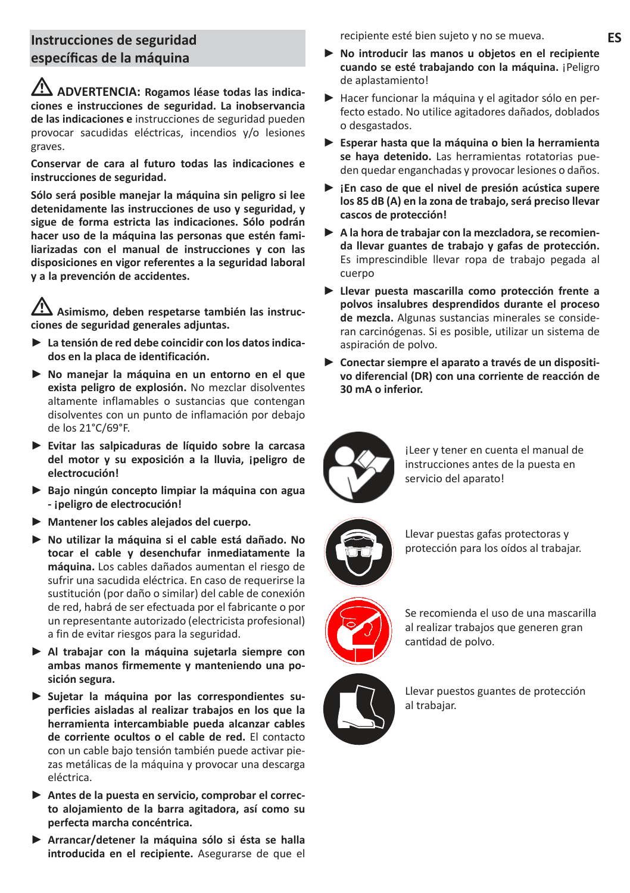## Instrucciones de seguridad específicas de la máquina

⚠ **ADVERTENCIA: Rogamos léase todas las indicaciones e instrucciones de seguridad. La inobservancia de las indicaciones e** instrucciones de seguridad pueden provocar sacudidas eléctricas, incendios y/o lesiones graves.

**Conservar de cara al futuro todas las indicaciones e instrucciones de seguridad.**

**Sólo será posible manejar la máquina sin peligro si lee detenidamente las instrucciones de uso y seguridad, y sigue de forma estricta las indicaciones. Sólo podrán hacer uso de la máquina las personas que estén familiarizadas con el manual de instrucciones y con las disposiciones en vigor referentes a la seguridad laboral y a la prevención de accidentes.**

⚠ **Asimismo, deben respetarse también las instrucciones de seguridad generales adjuntas.**

- **La tensión de red debe coincidir con los datos indicados en la placa de identificación.**
- **No manejar la máquina en un entorno en el que exista peligro de explosión.** No mezclar disolventes altamente inflamables o sustancias que contengan disolventes con un punto de inflamación por debajo de los 21°C/69°F.
- **Evitar las salpicaduras de líquido sobre la carcasa del motor y su exposición a la lluvia, ¡peligro de electrocución!**
- **Bajo ningún concepto limpiar la máquina con agua - ¡peligro de electrocución!**
- **Mantener los cables alejados del cuerpo.**
- **No utilizar la máquina si el cable está dañado. No tocar el cable y desenchufar inmediatamente la máquina.** Los cables dañados aumentan el riesgo de sufrir una sacudida eléctrica. En caso de requerirse la sustitución (por daño o similar) del cable de conexión de red, habrá de ser efectuada por el fabricante o por un representante autorizado (electricista profesional) a fin de evitar riesgos para la seguridad.
- **Al trabajar con la máquina sujetarla siempre con ambas manos firmemente y manteniendo una posición segura.**
- **Sujetar la máquina por las correspondientes superficies aisladas al realizar trabajos en los que la herramienta intercambiable pueda alcanzar cables de corriente ocultos o el cable de red.** El contacto con un cable bajo tensión también puede activar piezas metálicas de la máquina y provocar una descarga eléctrica.
- **Antes de la puesta en servicio, comprobar el correcto alojamiento de la barra agitadora, así como su perfecta marcha concéntrica.**
- **Arrancar/detener la máquina sólo si ésta se halla introducida en el recipiente.** Asegurarse de que el recipiente esté bien sujeto y no se mueva.
- **No introducir las manos u objetos en el recipiente cuando se esté trabajando con la máquina.** ¡Peligro de aplastamiento!
- Hacer funcionar la máquina y el agitador sólo en perfecto estado. No utilice agitadores dañados, doblados o desgastados.
- **Esperar hasta que la máquina o bien la herramienta se haya detenido.** Las herramientas rotatorias pueden quedar enganchadas y provocar lesiones o daños.
- **¡En caso de que el nivel de presión acústica supere los 85 dB (A) en la zona de trabajo, será preciso llevar cascos de protección!**
- **A la hora de trabajar con la mezcladora, se recomienda llevar guantes de trabajo y gafas de protección.** Es imprescindible llevar ropa de trabajo pegada al cuerpo
- **Llevar puesta mascarilla como protección frente a polvos insalubres desprendidos durante el proceso de mezcla.** Algunas sustancias minerales se consideran carcinógenas. Si es posible, utilizar un sistema de aspiración de polvo.
- **Conectar siempre el aparato a través de un dispositivo diferencial (DR) con una corriente de reacción de 30 mA o inferior.**

¡Leer y tener en cuenta el manual de instrucciones antes de la puesta en servicio del aparato!

Llevar puestas gafas protectoras y protección para los oídos al trabajar.

Se recomienda el uso de una mascarilla al realizar trabajos que generen gran cantidad de polvo.

Llevar puestos guantes de protección al trabajar.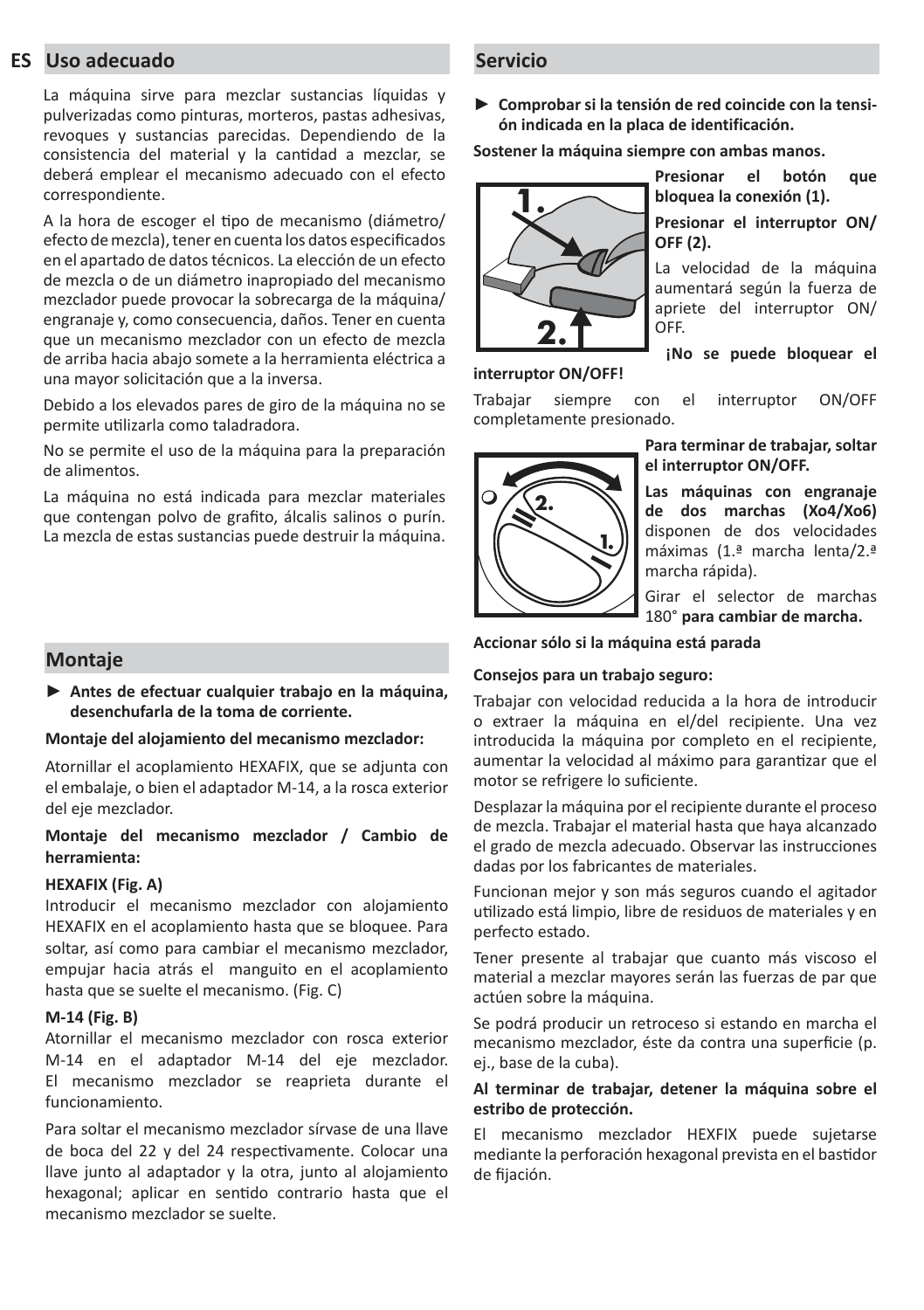## ES Uso adecuado

La máquina sirve para mezclar sustancias líquidas y pulverizadas como pinturas, morteros, pastas adhesivas, revoques y sustancias parecidas. Dependiendo de la consistencia del material y la cantidad a mezclar, se deberá emplear el mecanismo adecuado con el efecto correspondiente.

A la hora de escoger el tipo de mecanismo (diámetro/efecto de mezcla), tener en cuenta los datos especificados en el apartado de datos técnicos. La elección de un efecto de mezcla o de un diámetro inapropiado del mecanismo mezclador puede provocar la sobrecarga de la máquina/engranaje y, como consecuencia, daños. Tener en cuenta que un mecanismo mezclador con un efecto de mezcla de arriba hacia abajo somete a la herramienta eléctrica a una mayor solicitación que a la inversa.

Debido a los elevados pares de giro de la máquina no se permite utilizarla como taladradora.

No se permite el uso de la máquina para la preparación de alimentos.

La máquina no está indicada para mezclar materiales que contengan polvo de grafito, álcalis salinos o purín. La mezcla de estas sustancias puede destruir la máquina.

## Montaje

► **Antes de efectuar cualquier trabajo en la máquina, desenchufarla de la toma de corriente.**

**Montaje del alojamiento del mecanismo mezclador:**

Atornillar el acoplamiento HEXAFIX, que se adjunta con el embalaje, o bien el adaptador M-14, a la rosca exterior del eje mezclador.

**Montaje del mecanismo mezclador / Cambio de herramienta:**

**HEXAFIX (Fig. A)**

Introducir el mecanismo mezclador con alojamiento HEXAFIX en el acoplamiento hasta que se bloquee. Para soltar, así como para cambiar el mecanismo mezclador, empujar hacia atrás el manguito en el acoplamiento hasta que se suelte el mecanismo. (Fig. C)

**M-14 (Fig. B)**

Atornillar el mecanismo mezclador con rosca exterior M-14 en el adaptador M-14 del eje mezclador. El mecanismo mezclador se reaprieta durante el funcionamiento.

Para soltar el mecanismo mezclador sírvase de una llave de boca del 22 y del 24 respectivamente. Colocar una llave junto al adaptador y la otra, junto al alojamiento hexagonal; aplicar en sentido contrario hasta que el mecanismo mezclador se suelte.

## Servicio

► **Comprobar si la tensión de red coincide con la tensión indicada en la placa de identificación.**

**Sostener la máquina siempre con ambas manos.**

**Presionar el botón que bloquea la conexión (1).**

**Presionar el interruptor ON/OFF (2).**

La velocidad de la máquina aumentará según la fuerza de apriete del interruptor ON/OFF.

**¡No se puede bloquear el interruptor ON/OFF!**

Trabajar siempre con el interruptor ON/OFF completamente presionado.

**Para terminar de trabajar, soltar el interruptor ON/OFF.**

**Las máquinas con engranaje de dos marchas (Xo4/Xo6)** disponen de dos velocidades máximas (1.ª marcha lenta/2.ª marcha rápida).

Girar el selector de marchas 180° **para cambiar de marcha.**

**Accionar sólo si la máquina está parada**

**Consejos para un trabajo seguro:**

Trabajar con velocidad reducida a la hora de introducir o extraer la máquina en el/del recipiente. Una vez introducida la máquina por completo en el recipiente, aumentar la velocidad al máximo para garantizar que el motor se refrigere lo suficiente.

Desplazar la máquina por el recipiente durante el proceso de mezcla. Trabajar el material hasta que haya alcanzado el grado de mezcla adecuado. Observar las instrucciones dadas por los fabricantes de materiales.

Funcionan mejor y son más seguros cuando el agitador utilizado está limpio, libre de residuos de materiales y en perfecto estado.

Tener presente al trabajar que cuanto más viscoso el material a mezclar mayores serán las fuerzas de par que actúen sobre la máquina.

Se podrá producir un retroceso si estando en marcha el mecanismo mezclador, éste da contra una superficie (p. ej., base de la cuba).

**Al terminar de trabajar, detener la máquina sobre el estribo de protección.**

El mecanismo mezclador HEXFIX puede sujetarse mediante la perforación hexagonal prevista en el bastidor de fijación.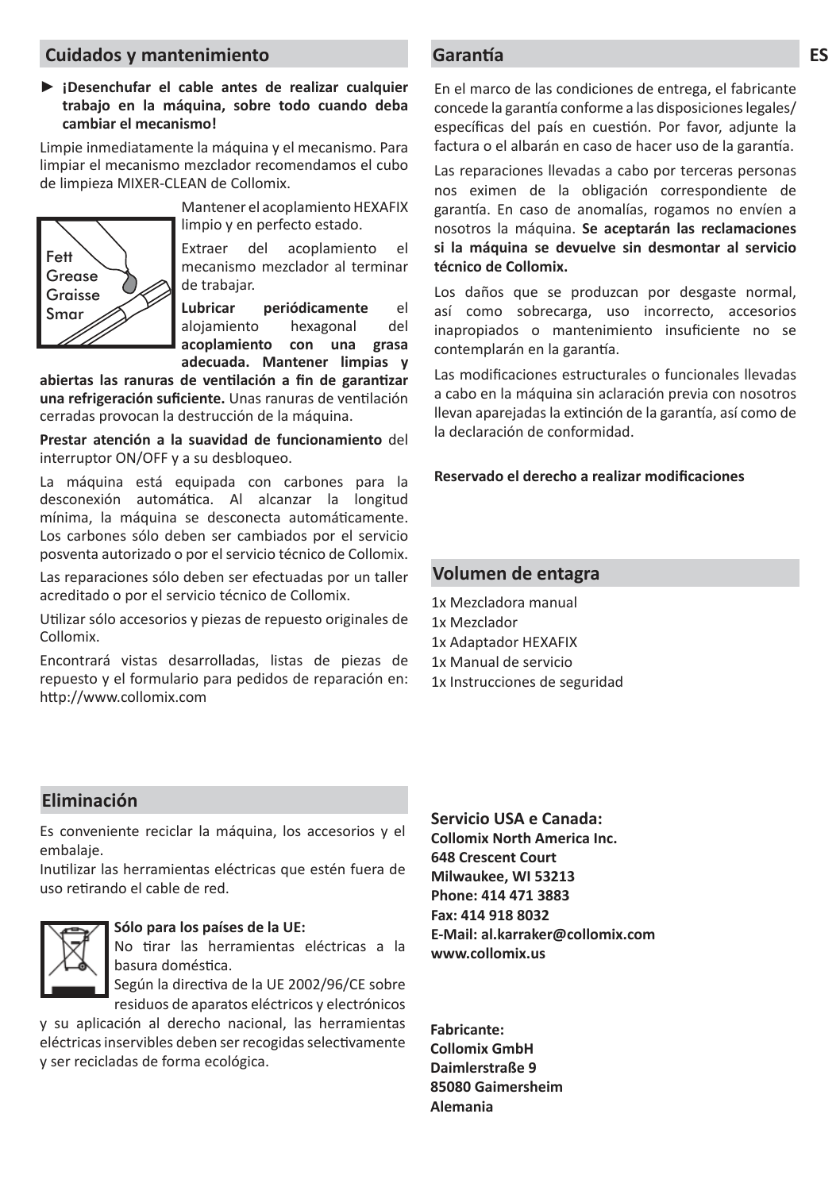## Cuidados y mantenimiento

► **¡Desenchufar el cable antes de realizar cualquier trabajo en la máquina, sobre todo cuando deba cambiar el mecanismo!**

Limpie inmediatamente la máquina y el mecanismo. Para limpiar el mecanismo mezclador recomendamos el cubo de limpieza MIXER-CLEAN de Collomix.

Fett
Grease
Graisse
Smar

Mantener el acoplamiento HEXAFIX limpio y en perfecto estado.

Extraer del acoplamiento el mecanismo mezclador al terminar de trabajar.

**Lubricar periódicamente** el alojamiento hexagonal del **acoplamiento con una grasa adecuada. Mantener limpias y abiertas las ranuras de ventilación a fin de garantizar una refrigeración suficiente.** Unas ranuras de ventilación cerradas provocan la destrucción de la máquina.

**Prestar atención a la suavidad de funcionamiento** del interruptor ON/OFF y a su desbloqueo.

La máquina está equipada con carbones para la desconexión automática. Al alcanzar la longitud mínima, la máquina se desconecta automáticamente. Los carbones sólo deben ser cambiados por el servicio posventa autorizado o por el servicio técnico de Collomix.

Las reparaciones sólo deben ser efectuadas por un taller acreditado o por el servicio técnico de Collomix.

Utilizar sólo accesorios y piezas de repuesto originales de Collomix.

Encontrará vistas desarrolladas, listas de piezas de repuesto y el formulario para pedidos de reparación en: http://www.collomix.com

## Garantía

En el marco de las condiciones de entrega, el fabricante concede la garantía conforme a las disposiciones legales/ específicas del país en cuestión. Por favor, adjunte la factura o el albarán en caso de hacer uso de la garantía.

Las reparaciones llevadas a cabo por terceras personas nos eximen de la obligación correspondiente de garantía. En caso de anomalías, rogamos no envíen a nosotros la máquina. **Se aceptarán las reclamaciones si la máquina se devuelve sin desmontar al servicio técnico de Collomix.**

Los daños que se produzcan por desgaste normal, así como sobrecarga, uso incorrecto, accesorios inapropiados o mantenimiento insuficiente no se contemplarán en la garantía.

Las modificaciones estructurales o funcionales llevadas a cabo en la máquina sin aclaración previa con nosotros llevan aparejadas la extinción de la garantía, así como de la declaración de conformidad.

**Reservado el derecho a realizar modificaciones**

## Volumen de entagra

1x Mezcladora manual
1x Mezclador
1x Adaptador HEXAFIX
1x Manual de servicio
1x Instrucciones de seguridad

## Eliminación

Es conveniente reciclar la máquina, los accesorios y el embalaje.
Inutilizar las herramientas eléctricas que estén fuera de uso retirando el cable de red.

**Sólo para los países de la UE:**
No tirar las herramientas eléctricas a la basura doméstica.
Según la directiva de la UE 2002/96/CE sobre residuos de aparatos eléctricos y electrónicos y su aplicación al derecho nacional, las herramientas eléctricas inservibles deben ser recogidas selectivamente y ser recicladas de forma ecológica.

**Servicio USA e Canada:**
**Collomix North America Inc.**
**648 Crescent Court**
**Milwaukee, WI 53213**
**Phone: 414 471 3883**
**Fax: 414 918 8032**
**E-Mail: al.karraker@collomix.com**
**www.collomix.us**

**Fabricante:**
**Collomix GmbH**
**Daimlerstraße 9**
**85080 Gaimersheim**
**Alemania**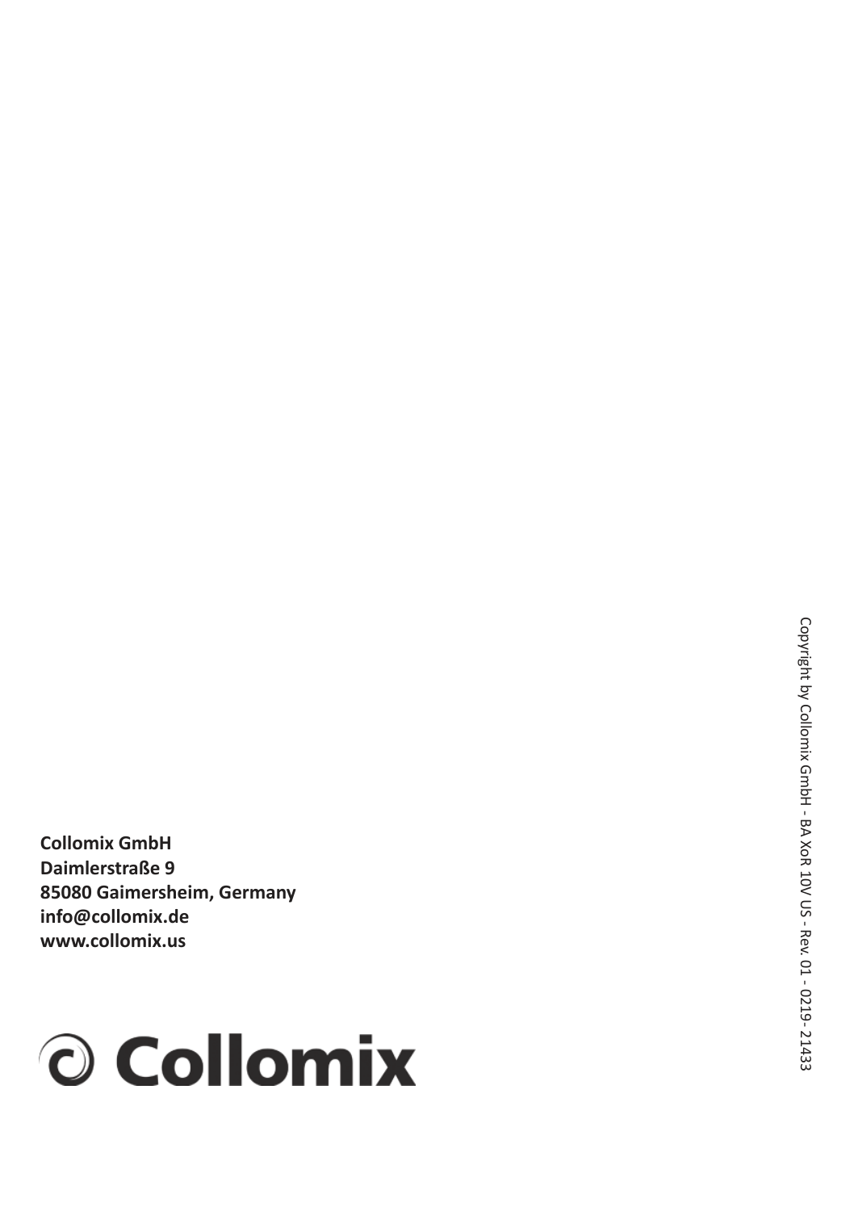**Collomix GmbH**
**Daimlerstraße 9**
**85080 Gaimersheim, Germany**
**info@collomix.de**
**www.collomix.us**

Collomix

Copyright by Collomix GmbH - BA XoR 10V US - Rev. 01 - 0219- 21433